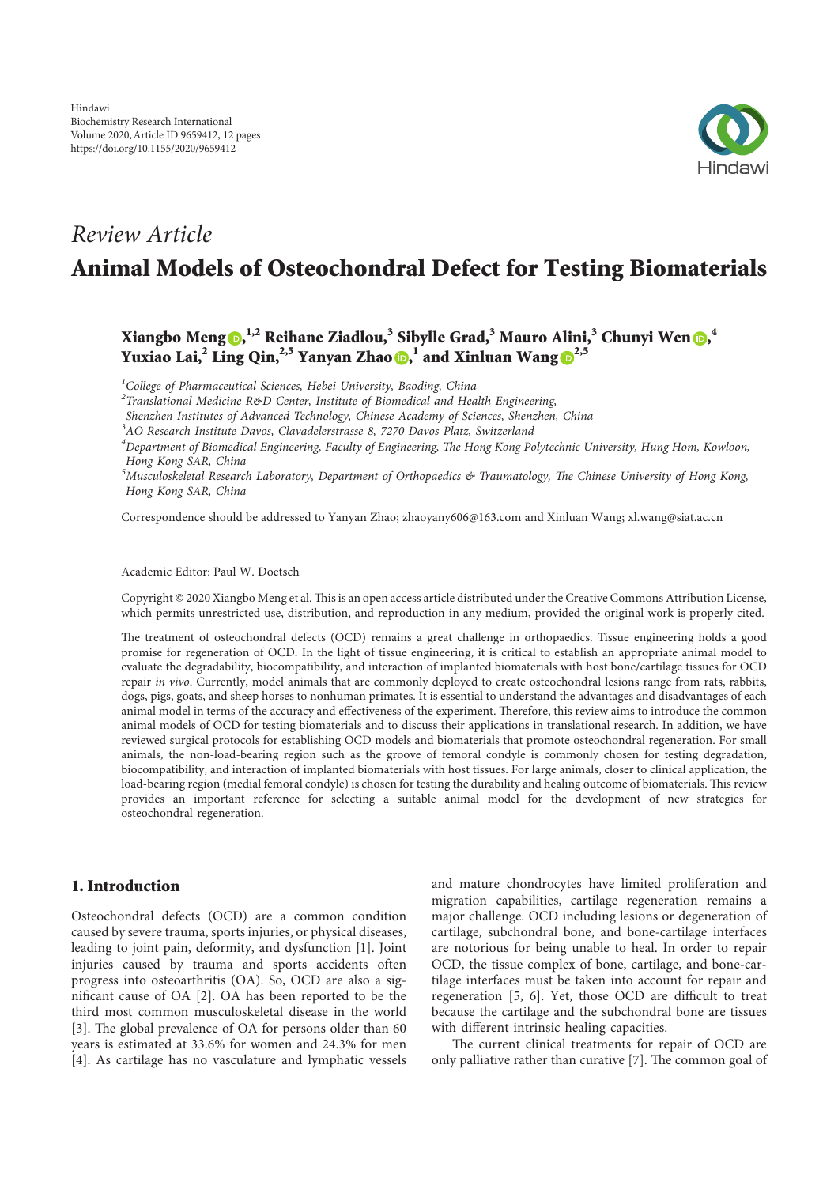*Review Article*

# Animal Models of Osteochondral Defect for Testing Biomaterials

**Xiangbo Meng**[1,2] **Reihane Ziadlou,**[3] **Sibylle Grad,**[3] **Mauro Alini,**[3] **Chunyi Wen**[4] **Yuxiao Lai,**[2] **Ling Qin,**[2,5] **Yanyan Zhao**[1] **and Xinluan Wang**[2,5]

[1]*College of Pharmaceutical Sciences, Hebei University, Baoding, China*
[2]*Translational Medicine R&D Center, Institute of Biomedical and Health Engineering, Shenzhen Institutes of Advanced Technology, Chinese Academy of Sciences, Shenzhen, China*
[3]*AO Research Institute Davos, Clavadelerstrasse 8, 7270 Davos Platz, Switzerland*
[4]*Department of Biomedical Engineering, Faculty of Engineering, The Hong Kong Polytechnic University, Hung Hom, Kowloon, Hong Kong SAR, China*
[5]*Musculoskeletal Research Laboratory, Department of Orthopaedics & Traumatology, The Chinese University of Hong Kong, Hong Kong SAR, China*

Correspondence should be addressed to Yanyan Zhao; zhaoyany606@163.com and Xinluan Wang; xl.wang@siat.ac.cn

Academic Editor: Paul W. Doetsch

Copyright © 2020 Xiangbo Meng et al. This is an open access article distributed under the Creative Commons Attribution License, which permits unrestricted use, distribution, and reproduction in any medium, provided the original work is properly cited.

The treatment of osteochondral defects (OCD) remains a great challenge in orthopaedics. Tissue engineering holds a good promise for regeneration of OCD. In the light of tissue engineering, it is critical to establish an appropriate animal model to evaluate the degradability, biocompatibility, and interaction of implanted biomaterials with host bone/cartilage tissues for OCD repair *in vivo*. Currently, model animals that are commonly deployed to create osteochondral lesions range from rats, rabbits, dogs, pigs, goats, and sheep horses to nonhuman primates. It is essential to understand the advantages and disadvantages of each animal model in terms of the accuracy and effectiveness of the experiment. Therefore, this review aims to introduce the common animal models of OCD for testing biomaterials and to discuss their applications in translational research. In addition, we have reviewed surgical protocols for establishing OCD models and biomaterials that promote osteochondral regeneration. For small animals, the non-load-bearing region such as the groove of femoral condyle is commonly chosen for testing degradation, biocompatibility, and interaction of implanted biomaterials with host tissues. For large animals, closer to clinical application, the load-bearing region (medial femoral condyle) is chosen for testing the durability and healing outcome of biomaterials. This review provides an important reference for selecting a suitable animal model for the development of new strategies for osteochondral regeneration.

## 1. Introduction

Osteochondral defects (OCD) are a common condition caused by severe trauma, sports injuries, or physical diseases, leading to joint pain, deformity, and dysfunction [1]. Joint injuries caused by trauma and sports accidents often progress into osteoarthritis (OA). So, OCD are also a significant cause of OA [2]. OA has been reported to be the third most common musculoskeletal disease in the world [3]. The global prevalence of OA for persons older than 60 years is estimated at 33.6% for women and 24.3% for men [4]. As cartilage has no vasculature and lymphatic vessels and mature chondrocytes have limited proliferation and migration capabilities, cartilage regeneration remains a major challenge. OCD including lesions or degeneration of cartilage, subchondral bone, and bone-cartilage interfaces are notorious for being unable to heal. In order to repair OCD, the tissue complex of bone, cartilage, and bone-cartilage interfaces must be taken into account for repair and regeneration [5, 6]. Yet, those OCD are difficult to treat because the cartilage and the subchondral bone are tissues with different intrinsic healing capacities.

The current clinical treatments for repair of OCD are only palliative rather than curative [7]. The common goal of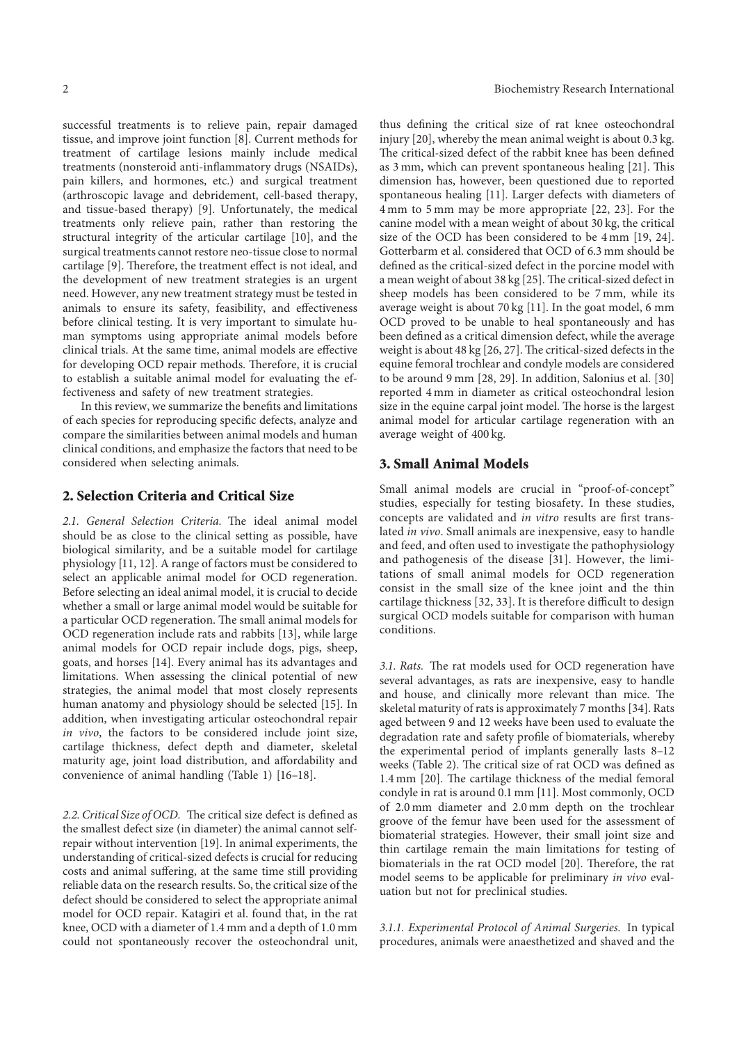successful treatments is to relieve pain, repair damaged tissue, and improve joint function [8]. Current methods for treatment of cartilage lesions mainly include medical treatments (nonsteroid anti-inflammatory drugs (NSAIDs), pain killers, and hormones, etc.) and surgical treatment (arthroscopic lavage and debridement, cell-based therapy, and tissue-based therapy) [9]. Unfortunately, the medical treatments only relieve pain, rather than restoring the structural integrity of the articular cartilage [10], and the surgical treatments cannot restore neo-tissue close to normal cartilage [9]. Therefore, the treatment effect is not ideal, and the development of new treatment strategies is an urgent need. However, any new treatment strategy must be tested in animals to ensure its safety, feasibility, and effectiveness before clinical testing. It is very important to simulate human symptoms using appropriate animal models before clinical trials. At the same time, animal models are effective for developing OCD repair methods. Therefore, it is crucial to establish a suitable animal model for evaluating the effectiveness and safety of new treatment strategies.

In this review, we summarize the benefits and limitations of each species for reproducing specific defects, analyze and compare the similarities between animal models and human clinical conditions, and emphasize the factors that need to be considered when selecting animals.

## 2. Selection Criteria and Critical Size

*2.1. General Selection Criteria.* The ideal animal model should be as close to the clinical setting as possible, have biological similarity, and be a suitable model for cartilage physiology [11, 12]. A range of factors must be considered to select an applicable animal model for OCD regeneration. Before selecting an ideal animal model, it is crucial to decide whether a small or large animal model would be suitable for a particular OCD regeneration. The small animal models for OCD regeneration include rats and rabbits [13], while large animal models for OCD repair include dogs, pigs, sheep, goats, and horses [14]. Every animal has its advantages and limitations. When assessing the clinical potential of new strategies, the animal model that most closely represents human anatomy and physiology should be selected [15]. In addition, when investigating articular osteochondral repair *in vivo*, the factors to be considered include joint size, cartilage thickness, defect depth and diameter, skeletal maturity age, joint load distribution, and affordability and convenience of animal handling (Table 1) [16–18].

*2.2. Critical Size of OCD.* The critical size defect is defined as the smallest defect size (in diameter) the animal cannot self-repair without intervention [19]. In animal experiments, the understanding of critical-sized defects is crucial for reducing costs and animal suffering, at the same time still providing reliable data on the research results. So, the critical size of the defect should be considered to select the appropriate animal model for OCD repair. Katagiri et al. found that, in the rat knee, OCD with a diameter of 1.4 mm and a depth of 1.0 mm could not spontaneously recover the osteochondral unit, thus defining the critical size of rat knee osteochondral injury [20], whereby the mean animal weight is about 0.3 kg. The critical-sized defect of the rabbit knee has been defined as 3 mm, which can prevent spontaneous healing [21]. This dimension has, however, been questioned due to reported spontaneous healing [11]. Larger defects with diameters of 4 mm to 5 mm may be more appropriate [22, 23]. For the canine model with a mean weight of about 30 kg, the critical size of the OCD has been considered to be 4 mm [19, 24]. Gotterbarm et al. considered that OCD of 6.3 mm should be defined as the critical-sized defect in the porcine model with a mean weight of about 38 kg [25]. The critical-sized defect in sheep models has been considered to be 7 mm, while its average weight is about 70 kg [11]. In the goat model, 6 mm OCD proved to be unable to heal spontaneously and has been defined as a critical dimension defect, while the average weight is about 48 kg [26, 27]. The critical-sized defects in the equine femoral trochlear and condyle models are considered to be around 9 mm [28, 29]. In addition, Salonius et al. [30] reported 4 mm in diameter as critical osteochondral lesion size in the equine carpal joint model. The horse is the largest animal model for articular cartilage regeneration with an average weight of 400 kg.

## 3. Small Animal Models

Small animal models are crucial in "proof-of-concept" studies, especially for testing biosafety. In these studies, concepts are validated and *in vitro* results are first translated *in vivo*. Small animals are inexpensive, easy to handle and feed, and often used to investigate the pathophysiology and pathogenesis of the disease [31]. However, the limitations of small animal models for OCD regeneration consist in the small size of the knee joint and the thin cartilage thickness [32, 33]. It is therefore difficult to design surgical OCD models suitable for comparison with human conditions.

*3.1. Rats.* The rat models used for OCD regeneration have several advantages, as rats are inexpensive, easy to handle and house, and clinically more relevant than mice. The skeletal maturity of rats is approximately 7 months [34]. Rats aged between 9 and 12 weeks have been used to evaluate the degradation rate and safety profile of biomaterials, whereby the experimental period of implants generally lasts 8–12 weeks (Table 2). The critical size of rat OCD was defined as 1.4 mm [20]. The cartilage thickness of the medial femoral condyle in rat is around 0.1 mm [11]. Most commonly, OCD of 2.0 mm diameter and 2.0 mm depth on the trochlear groove of the femur have been used for the assessment of biomaterial strategies. However, their small joint size and thin cartilage remain the main limitations for testing of biomaterials in the rat OCD model [20]. Therefore, the rat model seems to be applicable for preliminary *in vivo* evaluation but not for preclinical studies.

*3.1.1. Experimental Protocol of Animal Surgeries.* In typical procedures, animals were anaesthetized and shaved and the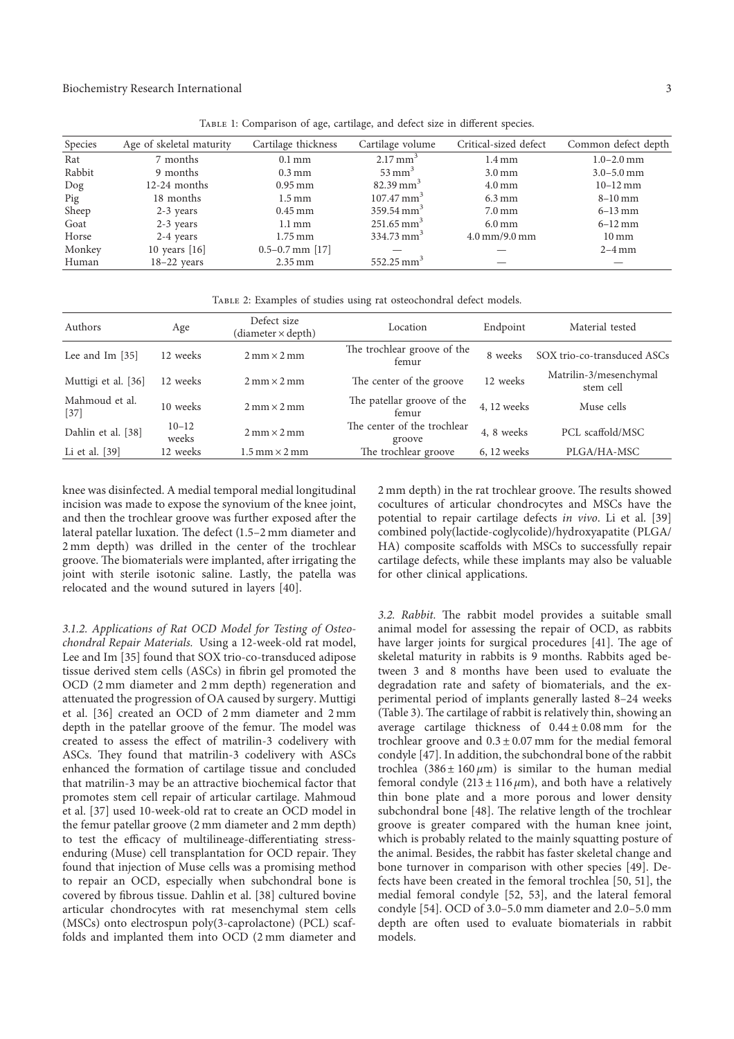Table 1: Comparison of age, cartilage, and defect size in different species.

| Species | Age of skeletal maturity | Cartilage thickness | Cartilage volume | Critical-sized defect | Common defect depth |
|---|---|---|---|---|---|
| Rat | 7 months | 0.1 mm | 2.17 mm$^3$ | 1.4 mm | 1.0–2.0 mm |
| Rabbit | 9 months | 0.3 mm | 53 mm$^3$ | 3.0 mm | 3.0–5.0 mm |
| Dog | 12-24 months | 0.95 mm | 82.39 mm$^3$ | 4.0 mm | 10–12 mm |
| Pig | 18 months | 1.5 mm | 107.47 mm$^3$ | 6.3 mm | 8–10 mm |
| Sheep | 2-3 years | 0.45 mm | 359.54 mm$^3$ | 7.0 mm | 6–13 mm |
| Goat | 2-3 years | 1.1 mm | 251.65 mm$^3$ | 6.0 mm | 6–12 mm |
| Horse | 2-4 years | 1.75 mm | 334.73 mm$^3$ | 4.0 mm/9.0 mm | 10 mm |
| Monkey | 10 years [16] | 0.5–0.7 mm [17] | — | — | 2–4 mm |
| Human | 18–22 years | 2.35 mm | 552.25 mm$^3$ | — | — |

Table 2: Examples of studies using rat osteochondral defect models.

| Authors | Age | Defect size (diameter × depth) | Location | Endpoint | Material tested |
|---|---|---|---|---|---|
| Lee and Im [35] | 12 weeks | 2 mm × 2 mm | The trochlear groove of the femur | 8 weeks | SOX trio-co-transduced ASCs |
| Muttigi et al. [36] | 12 weeks | 2 mm × 2 mm | The center of the groove | 12 weeks | Matrilin-3/mesenchymal stem cell |
| Mahmoud et al. [37] | 10 weeks | 2 mm × 2 mm | The patellar groove of the femur | 4, 12 weeks | Muse cells |
| Dahlin et al. [38] | 10–12 weeks | 2 mm × 2 mm | The center of the trochlear groove | 4, 8 weeks | PCL scaffold/MSC |
| Li et al. [39] | 12 weeks | 1.5 mm × 2 mm | The trochlear groove | 6, 12 weeks | PLGA/HA-MSC |

knee was disinfected. A medial temporal medial longitudinal incision was made to expose the synovium of the knee joint, and then the trochlear groove was further exposed after the lateral patellar luxation. The defect (1.5–2 mm diameter and 2 mm depth) was drilled in the center of the trochlear groove. The biomaterials were implanted, after irrigating the joint with sterile isotonic saline. Lastly, the patella was relocated and the wound sutured in layers [40].

*3.1.2. Applications of Rat OCD Model for Testing of Osteochondral Repair Materials.* Using a 12-week-old rat model, Lee and Im [35] found that SOX trio-co-transduced adipose tissue derived stem cells (ASCs) in fibrin gel promoted the OCD (2 mm diameter and 2 mm depth) regeneration and attenuated the progression of OA caused by surgery. Muttigi et al. [36] created an OCD of 2 mm diameter and 2 mm depth in the patellar groove of the femur. The model was created to assess the effect of matrilin-3 codelivery with ASCs. They found that matrilin-3 codelivery with ASCs enhanced the formation of cartilage tissue and concluded that matrilin-3 may be an attractive biochemical factor that promotes stem cell repair of articular cartilage. Mahmoud et al. [37] used 10-week-old rat to create an OCD model in the femur patellar groove (2 mm diameter and 2 mm depth) to test the efficacy of multilineage-differentiating stress-enduring (Muse) cell transplantation for OCD repair. They found that injection of Muse cells was a promising method to repair an OCD, especially when subchondral bone is covered by fibrous tissue. Dahlin et al. [38] cultured bovine articular chondrocytes with rat mesenchymal stem cells (MSCs) onto electrospun poly(3-caprolactone) (PCL) scaffolds and implanted them into OCD (2 mm diameter and 2 mm depth) in the rat trochlear groove. The results showed cocultures of articular chondrocytes and MSCs have the potential to repair cartilage defects *in vivo*. Li et al. [39] combined poly(lactide-coglycolide)/hydroxyapatite (PLGA/HA) composite scaffolds with MSCs to successfully repair cartilage defects, while these implants may also be valuable for other clinical applications.

*3.2. Rabbit.* The rabbit model provides a suitable small animal model for assessing the repair of OCD, as rabbits have larger joints for surgical procedures [41]. The age of skeletal maturity in rabbits is 9 months. Rabbits aged between 3 and 8 months have been used to evaluate the degradation rate and safety of biomaterials, and the experimental period of implants generally lasted 8–24 weeks (Table 3). The cartilage of rabbit is relatively thin, showing an average cartilage thickness of $0.44 \pm 0.08$ mm for the trochlear groove and $0.3 \pm 0.07$ mm for the medial femoral condyle [47]. In addition, the subchondral bone of the rabbit trochlea ($386 \pm 160\,\mu$m) is similar to the human medial femoral condyle ($213 \pm 116\,\mu$m), and both have a relatively thin bone plate and a more porous and lower density subchondral bone [48]. The relative length of the trochlear groove is greater compared with the human knee joint, which is probably related to the mainly squatting posture of the animal. Besides, the rabbit has faster skeletal change and bone turnover in comparison with other species [49]. Defects have been created in the femoral trochlea [50, 51], the medial femoral condyle [52, 53], and the lateral femoral condyle [54]. OCD of 3.0–5.0 mm diameter and 2.0–5.0 mm depth are often used to evaluate biomaterials in rabbit models.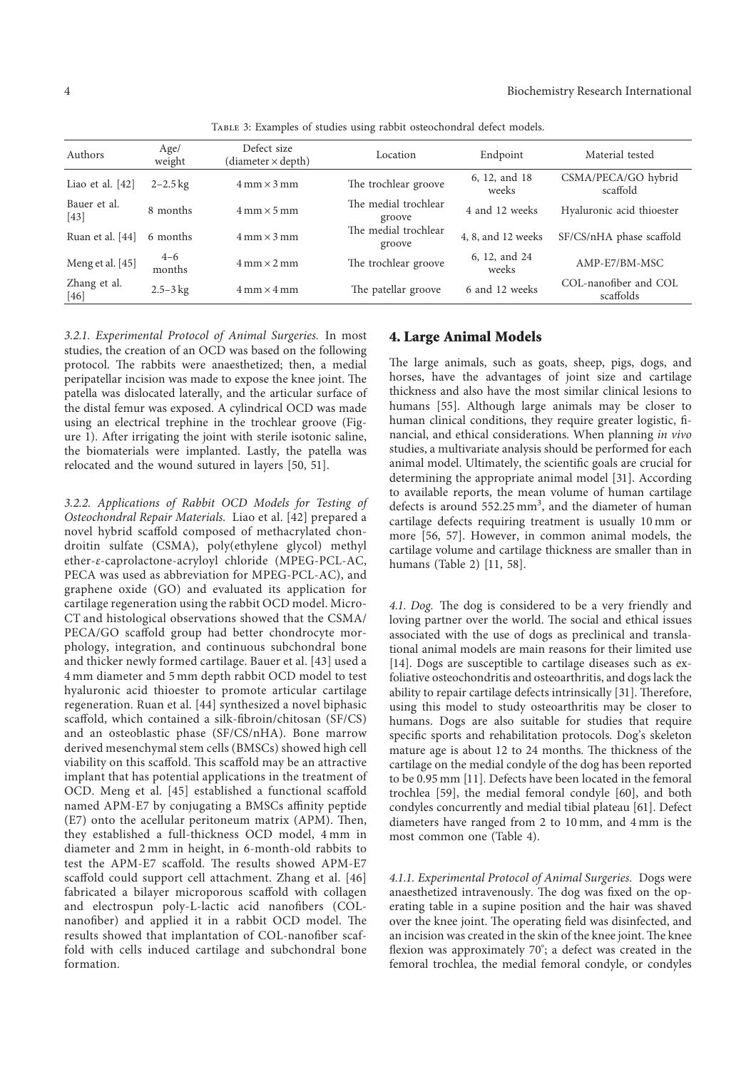Table 3: Examples of studies using rabbit osteochondral defect models.

| Authors | Age/weight | Defect size (diameter × depth) | Location | Endpoint | Material tested |
|---|---|---|---|---|---|
| Liao et al. [42] | 2–2.5 kg | 4 mm × 3 mm | The trochlear groove | 6, 12, and 18 weeks | CSMA/PECA/GO hybrid scaffold |
| Bauer et al. [43] | 8 months | 4 mm × 5 mm | The medial trochlear groove | 4 and 12 weeks | Hyaluronic acid thioester |
| Ruan et al. [44] | 6 months | 4 mm × 3 mm | The medial trochlear groove | 4, 8, and 12 weeks | SF/CS/nHA phase scaffold |
| Meng et al. [45] | 4–6 months | 4 mm × 2 mm | The trochlear groove | 6, 12, and 24 weeks | AMP-E7/BM-MSC |
| Zhang et al. [46] | 2.5–3 kg | 4 mm × 4 mm | The patellar groove | 6 and 12 weeks | COL-nanofiber and COL scaffolds |

*3.2.1. Experimental Protocol of Animal Surgeries.* In most studies, the creation of an OCD was based on the following protocol. The rabbits were anaesthetized; then, a medial peripatellar incision was made to expose the knee joint. The patella was dislocated laterally, and the articular surface of the distal femur was exposed. A cylindrical OCD was made using an electrical trephine in the trochlear groove (Figure 1). After irrigating the joint with sterile isotonic saline, the biomaterials were implanted. Lastly, the patella was relocated and the wound sutured in layers [50, 51].

*3.2.2. Applications of Rabbit OCD Models for Testing of Osteochondral Repair Materials.* Liao et al. [42] prepared a novel hybrid scaffold composed of methacrylated chondroitin sulfate (CSMA), poly(ethylene glycol) methyl ether-*ε*-caprolactone-acryloyl chloride (MPEG-PCL-AC, PECA was used as abbreviation for MPEG-PCL-AC), and graphene oxide (GO) and evaluated its application for cartilage regeneration using the rabbit OCD model. Micro-CT and histological observations showed that the CSMA/PECA/GO scaffold group had better chondrocyte morphology, integration, and continuous subchondral bone and thicker newly formed cartilage. Bauer et al. [43] used a 4 mm diameter and 5 mm depth rabbit OCD model to test hyaluronic acid thioester to promote articular cartilage regeneration. Ruan et al. [44] synthesized a novel biphasic scaffold, which contained a silk-fibroin/chitosan (SF/CS) and an osteoblastic phase (SF/CS/nHA). Bone marrow derived mesenchymal stem cells (BMSCs) showed high cell viability on this scaffold. This scaffold may be an attractive implant that has potential applications in the treatment of OCD. Meng et al. [45] established a functional scaffold named APM-E7 by conjugating a BMSCs affinity peptide (E7) onto the acellular peritoneum matrix (APM). Then, they established a full-thickness OCD model, 4 mm in diameter and 2 mm in height, in 6-month-old rabbits to test the APM-E7 scaffold. The results showed APM-E7 scaffold could support cell attachment. Zhang et al. [46] fabricated a bilayer microporous scaffold with collagen and electrospun poly-L-lactic acid nanofibers (COL-nanofiber) and applied it in a rabbit OCD model. The results showed that implantation of COL-nanofiber scaffold with cells induced cartilage and subchondral bone formation.

## 4. Large Animal Models

The large animals, such as goats, sheep, pigs, dogs, and horses, have the advantages of joint size and cartilage thickness and also have the most similar clinical lesions to humans [55]. Although large animals may be closer to human clinical conditions, they require greater logistic, financial, and ethical considerations. When planning *in vivo* studies, a multivariate analysis should be performed for each animal model. Ultimately, the scientific goals are crucial for determining the appropriate animal model [31]. According to available reports, the mean volume of human cartilage defects is around 552.25 mm$^3$, and the diameter of human cartilage defects requiring treatment is usually 10 mm or more [56, 57]. However, in common animal models, the cartilage volume and cartilage thickness are smaller than in humans (Table 2) [11, 58].

*4.1. Dog.* The dog is considered to be a very friendly and loving partner over the world. The social and ethical issues associated with the use of dogs as preclinical and translational animal models are main reasons for their limited use [14]. Dogs are susceptible to cartilage diseases such as exfoliative osteochondritis and osteoarthritis, and dogs lack the ability to repair cartilage defects intrinsically [31]. Therefore, using this model to study osteoarthritis may be closer to humans. Dogs are also suitable for studies that require specific sports and rehabilitation protocols. Dog's skeleton mature age is about 12 to 24 months. The thickness of the cartilage on the medial condyle of the dog has been reported to be 0.95 mm [11]. Defects have been located in the femoral trochlea [59], the medial femoral condyle [60], and both condyles concurrently and medial tibial plateau [61]. Defect diameters have ranged from 2 to 10 mm, and 4 mm is the most common one (Table 4).

*4.1.1. Experimental Protocol of Animal Surgeries.* Dogs were anaesthetized intravenously. The dog was fixed on the operating table in a supine position and the hair was shaved over the knee joint. The operating field was disinfected, and an incision was created in the skin of the knee joint. The knee flexion was approximately 70°; a defect was created in the femoral trochlea, the medial femoral condyle, or condyles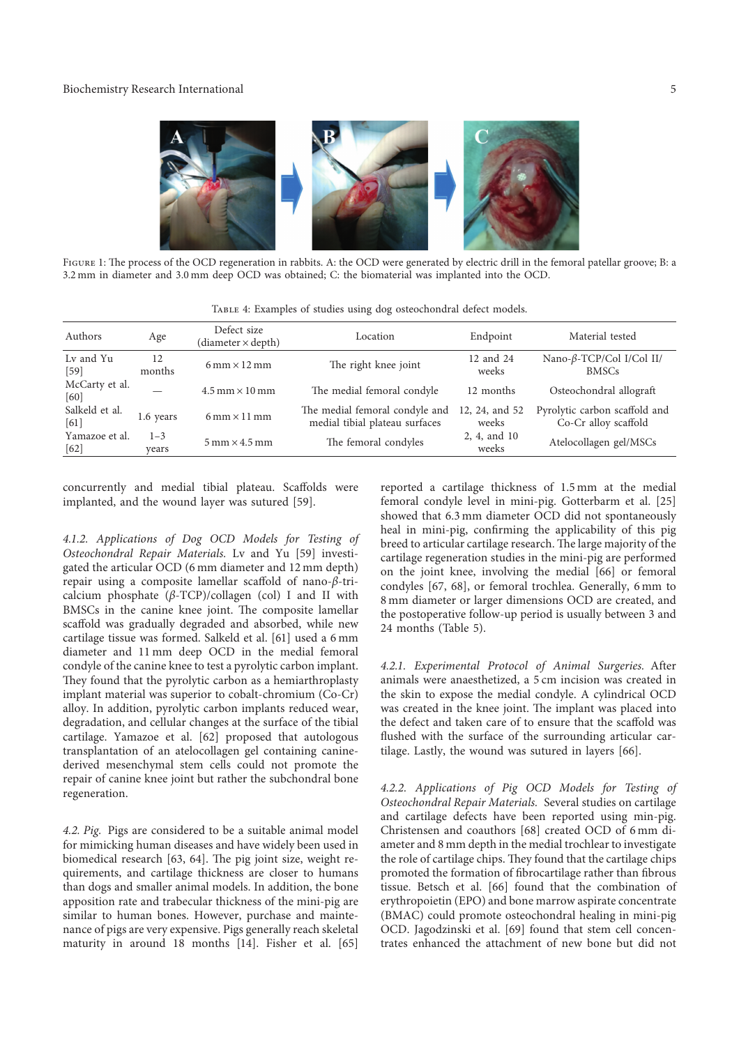Figure 1: The process of the OCD regeneration in rabbits. A: the OCD were generated by electric drill in the femoral patellar groove; B: a 3.2 mm in diameter and 3.0 mm deep OCD was obtained; C: the biomaterial was implanted into the OCD.

Table 4: Examples of studies using dog osteochondral defect models.

| Authors | Age | Defect size (diameter × depth) | Location | Endpoint | Material tested |
|---|---|---|---|---|---|
| Lv and Yu [59] | 12 months | 6 mm × 12 mm | The right knee joint | 12 and 24 weeks | Nano-$\beta$-TCP/Col I/Col II/ BMSCs |
| McCarty et al. [60] | — | 4.5 mm × 10 mm | The medial femoral condyle | 12 months | Osteochondral allograft |
| Salkeld et al. [61] | 1.6 years | 6 mm × 11 mm | The medial femoral condyle and medial tibial plateau surfaces | 12, 24, and 52 weeks | Pyrolytic carbon scaffold and Co-Cr alloy scaffold |
| Yamazoe et al. [62] | 1–3 years | 5 mm × 4.5 mm | The femoral condyles | 2, 4, and 10 weeks | Atelocollagen gel/MSCs |

concurrently and medial tibial plateau. Scaffolds were implanted, and the wound layer was sutured [59].

*4.1.2. Applications of Dog OCD Models for Testing of Osteochondral Repair Materials.* Lv and Yu [59] investigated the articular OCD (6 mm diameter and 12 mm depth) repair using a composite lamellar scaffold of nano-$\beta$-tricalcium phosphate ($\beta$-TCP)/collagen (col) I and II with BMSCs in the canine knee joint. The composite lamellar scaffold was gradually degraded and absorbed, while new cartilage tissue was formed. Salkeld et al. [61] used a 6 mm diameter and 11 mm deep OCD in the medial femoral condyle of the canine knee to test a pyrolytic carbon implant. They found that the pyrolytic carbon as a hemiarthroplasty implant material was superior to cobalt-chromium (Co-Cr) alloy. In addition, pyrolytic carbon implants reduced wear, degradation, and cellular changes at the surface of the tibial cartilage. Yamazoe et al. [62] proposed that autologous transplantation of an atelocollagen gel containing canine-derived mesenchymal stem cells could not promote the repair of canine knee joint but rather the subchondral bone regeneration.

*4.2. Pig.* Pigs are considered to be a suitable animal model for mimicking human diseases and have widely been used in biomedical research [63, 64]. The pig joint size, weight requirements, and cartilage thickness are closer to humans than dogs and smaller animal models. In addition, the bone apposition rate and trabecular thickness of the mini-pig are similar to human bones. However, purchase and maintenance of pigs are very expensive. Pigs generally reach skeletal maturity in around 18 months [14]. Fisher et al. [65] reported a cartilage thickness of 1.5 mm at the medial femoral condyle level in mini-pig. Gotterbarm et al. [25] showed that 6.3 mm diameter OCD did not spontaneously heal in mini-pig, confirming the applicability of this pig breed to articular cartilage research. The large majority of the cartilage regeneration studies in the mini-pig are performed on the joint knee, involving the medial [66] or femoral condyles [67, 68], or femoral trochlea. Generally, 6 mm to 8 mm diameter or larger dimensions OCD are created, and the postoperative follow-up period is usually between 3 and 24 months (Table 5).

*4.2.1. Experimental Protocol of Animal Surgeries.* After animals were anaesthetized, a 5 cm incision was created in the skin to expose the medial condyle. A cylindrical OCD was created in the knee joint. The implant was placed into the defect and taken care of to ensure that the scaffold was flushed with the surface of the surrounding articular cartilage. Lastly, the wound was sutured in layers [66].

*4.2.2. Applications of Pig OCD Models for Testing of Osteochondral Repair Materials.* Several studies on cartilage and cartilage defects have been reported using min-pig. Christensen and coauthors [68] created OCD of 6 mm diameter and 8 mm depth in the medial trochlear to investigate the role of cartilage chips. They found that the cartilage chips promoted the formation of fibrocartilage rather than fibrous tissue. Betsch et al. [66] found that the combination of erythropoietin (EPO) and bone marrow aspirate concentrate (BMAC) could promote osteochondral healing in mini-pig OCD. Jagodzinski et al. [69] found that stem cell concentrates enhanced the attachment of new bone but did not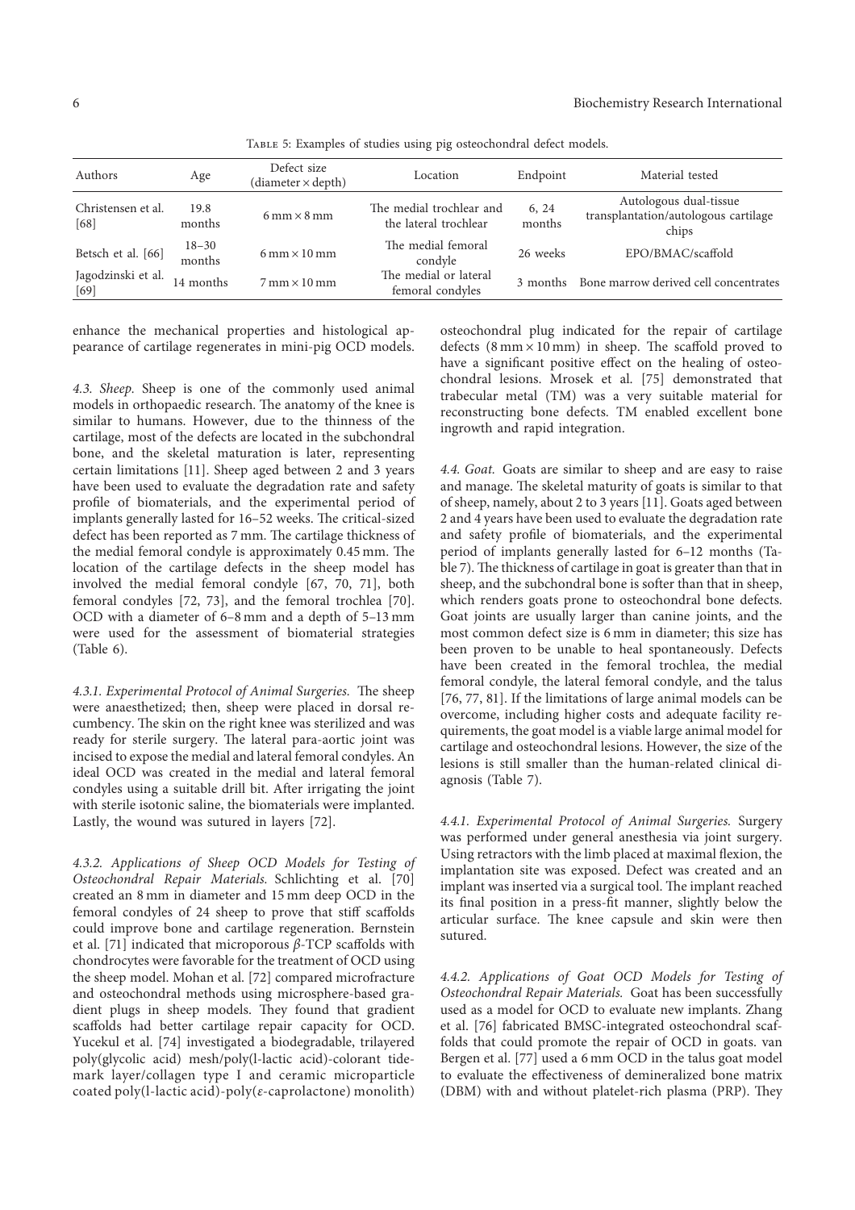Table 5: Examples of studies using pig osteochondral defect models.

| Authors | Age | Defect size (diameter × depth) | Location | Endpoint | Material tested |
|---|---|---|---|---|---|
| Christensen et al. [68] | 19.8 months | 6 mm × 8 mm | The medial trochlear and the lateral trochlear | 6, 24 months | Autologous dual-tissue transplantation/autologous cartilage chips |
| Betsch et al. [66] | 18–30 months | 6 mm × 10 mm | The medial femoral condyle | 26 weeks | EPO/BMAC/scaffold |
| Jagodzinski et al. [69] | 14 months | 7 mm × 10 mm | The medial or lateral femoral condyles | 3 months | Bone marrow derived cell concentrates |

enhance the mechanical properties and histological appearance of cartilage regenerates in mini-pig OCD models.

*4.3. Sheep.* Sheep is one of the commonly used animal models in orthopaedic research. The anatomy of the knee is similar to humans. However, due to the thinness of the cartilage, most of the defects are located in the subchondral bone, and the skeletal maturation is later, representing certain limitations [11]. Sheep aged between 2 and 3 years have been used to evaluate the degradation rate and safety profile of biomaterials, and the experimental period of implants generally lasted for 16–52 weeks. The critical-sized defect has been reported as 7 mm. The cartilage thickness of the medial femoral condyle is approximately 0.45 mm. The location of the cartilage defects in the sheep model has involved the medial femoral condyle [67, 70, 71], both femoral condyles [72, 73], and the femoral trochlea [70]. OCD with a diameter of 6–8 mm and a depth of 5–13 mm were used for the assessment of biomaterial strategies (Table 6).

*4.3.1. Experimental Protocol of Animal Surgeries.* The sheep were anaesthetized; then, sheep were placed in dorsal recumbency. The skin on the right knee was sterilized and was ready for sterile surgery. The lateral para-aortic joint was incised to expose the medial and lateral femoral condyles. An ideal OCD was created in the medial and lateral femoral condyles using a suitable drill bit. After irrigating the joint with sterile isotonic saline, the biomaterials were implanted. Lastly, the wound was sutured in layers [72].

*4.3.2. Applications of Sheep OCD Models for Testing of Osteochondral Repair Materials.* Schlichting et al. [70] created an 8 mm in diameter and 15 mm deep OCD in the femoral condyles of 24 sheep to prove that stiff scaffolds could improve bone and cartilage regeneration. Bernstein et al. [71] indicated that microporous $\beta$-TCP scaffolds with chondrocytes were favorable for the treatment of OCD using the sheep model. Mohan et al. [72] compared microfracture and osteochondral methods using microsphere-based gradient plugs in sheep models. They found that gradient scaffolds had better cartilage repair capacity for OCD. Yucekul et al. [74] investigated a biodegradable, trilayered poly(glycolic acid) mesh/poly(l-lactic acid)-colorant tidemark layer/collagen type I and ceramic microparticle coated poly(l-lactic acid)-poly($\varepsilon$-caprolactone) monolith) osteochondral plug indicated for the repair of cartilage defects (8 mm × 10 mm) in sheep. The scaffold proved to have a significant positive effect on the healing of osteochondral lesions. Mrosek et al. [75] demonstrated that trabecular metal (TM) was a very suitable material for reconstructing bone defects. TM enabled excellent bone ingrowth and rapid integration.

*4.4. Goat.* Goats are similar to sheep and are easy to raise and manage. The skeletal maturity of goats is similar to that of sheep, namely, about 2 to 3 years [11]. Goats aged between 2 and 4 years have been used to evaluate the degradation rate and safety profile of biomaterials, and the experimental period of implants generally lasted for 6–12 months (Table 7). The thickness of cartilage in goat is greater than that in sheep, and the subchondral bone is softer than that in sheep, which renders goats prone to osteochondral bone defects. Goat joints are usually larger than canine joints, and the most common defect size is 6 mm in diameter; this size has been proven to be unable to heal spontaneously. Defects have been created in the femoral trochlea, the medial femoral condyle, the lateral femoral condyle, and the talus [76, 77, 81]. If the limitations of large animal models can be overcome, including higher costs and adequate facility requirements, the goat model is a viable large animal model for cartilage and osteochondral lesions. However, the size of the lesions is still smaller than the human-related clinical diagnosis (Table 7).

*4.4.1. Experimental Protocol of Animal Surgeries.* Surgery was performed under general anesthesia via joint surgery. Using retractors with the limb placed at maximal flexion, the implantation site was exposed. Defect was created and an implant was inserted via a surgical tool. The implant reached its final position in a press-fit manner, slightly below the articular surface. The knee capsule and skin were then sutured.

*4.4.2. Applications of Goat OCD Models for Testing of Osteochondral Repair Materials.* Goat has been successfully used as a model for OCD to evaluate new implants. Zhang et al. [76] fabricated BMSC-integrated osteochondral scaffolds that could promote the repair of OCD in goats. van Bergen et al. [77] used a 6 mm OCD in the talus goat model to evaluate the effectiveness of demineralized bone matrix (DBM) with and without platelet-rich plasma (PRP). They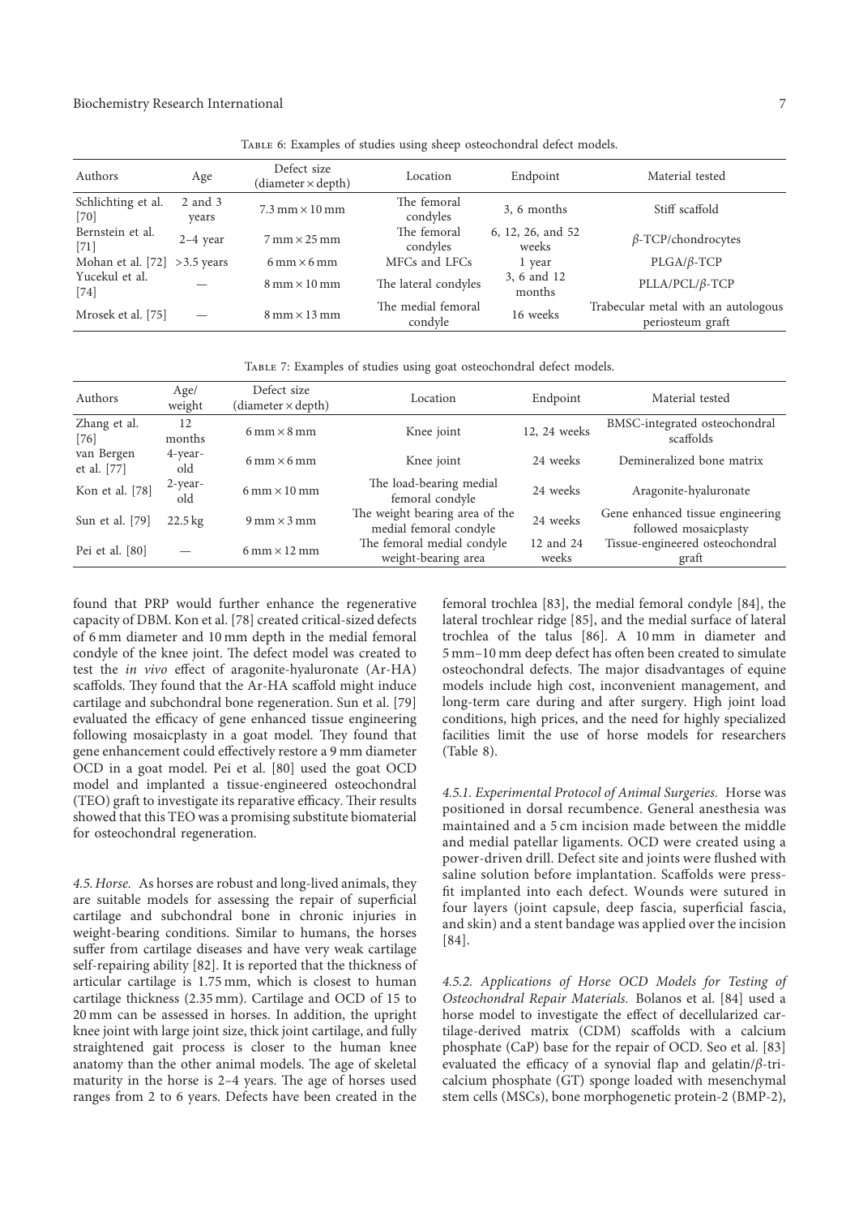Table 6: Examples of studies using sheep osteochondral defect models.

| Authors | Age | Defect size (diameter × depth) | Location | Endpoint | Material tested |
|---|---|---|---|---|---|
| Schlichting et al. [70] | 2 and 3 years | 7.3 mm × 10 mm | The femoral condyles | 3, 6 months | Stiff scaffold |
| Bernstein et al. [71] | 2–4 year | 7 mm × 25 mm | The femoral condyles | 6, 12, 26, and 52 weeks | $\beta$-TCP/chondrocytes |
| Mohan et al. [72] | >3.5 years | 6 mm × 6 mm | MFCs and LFCs | 1 year | PLGA/$\beta$-TCP |
| Yucekul et al. [74] | — | 8 mm × 10 mm | The lateral condyles | 3, 6 and 12 months | PLLA/PCL/$\beta$-TCP |
| Mrosek et al. [75] | — | 8 mm × 13 mm | The medial femoral condyle | 16 weeks | Trabecular metal with an autologous periosteum graft |

Table 7: Examples of studies using goat osteochondral defect models.

| Authors | Age/ weight | Defect size (diameter × depth) | Location | Endpoint | Material tested |
|---|---|---|---|---|---|
| Zhang et al. [76] | 12 months | 6 mm × 8 mm | Knee joint | 12, 24 weeks | BMSC-integrated osteochondral scaffolds |
| van Bergen et al. [77] | 4-year-old | 6 mm × 6 mm | Knee joint | 24 weeks | Demineralized bone matrix |
| Kon et al. [78] | 2-year-old | 6 mm × 10 mm | The load-bearing medial femoral condyle | 24 weeks | Aragonite-hyaluronate |
| Sun et al. [79] | 22.5 kg | 9 mm × 3 mm | The weight bearing area of the medial femoral condyle | 24 weeks | Gene enhanced tissue engineering followed mosaicplasty |
| Pei et al. [80] | — | 6 mm × 12 mm | The femoral medial condyle weight-bearing area | 12 and 24 weeks | Tissue-engineered osteochondral graft |

found that PRP would further enhance the regenerative capacity of DBM. Kon et al. [78] created critical-sized defects of 6 mm diameter and 10 mm depth in the medial femoral condyle of the knee joint. The defect model was created to test the *in vivo* effect of aragonite-hyaluronate (Ar-HA) scaffolds. They found that the Ar-HA scaffold might induce cartilage and subchondral bone regeneration. Sun et al. [79] evaluated the efficacy of gene enhanced tissue engineering following mosaicplasty in a goat model. They found that gene enhancement could effectively restore a 9 mm diameter OCD in a goat model. Pei et al. [80] used the goat OCD model and implanted a tissue-engineered osteochondral (TEO) graft to investigate its reparative efficacy. Their results showed that this TEO was a promising substitute biomaterial for osteochondral regeneration.

*4.5. Horse.* As horses are robust and long-lived animals, they are suitable models for assessing the repair of superficial cartilage and subchondral bone in chronic injuries in weight-bearing conditions. Similar to humans, the horses suffer from cartilage diseases and have very weak cartilage self-repairing ability [82]. It is reported that the thickness of articular cartilage is 1.75 mm, which is closest to human cartilage thickness (2.35 mm). Cartilage and OCD of 15 to 20 mm can be assessed in horses. In addition, the upright knee joint with large joint size, thick joint cartilage, and fully straightened gait process is closer to the human knee anatomy than the other animal models. The age of skeletal maturity in the horse is 2–4 years. The age of horses used ranges from 2 to 6 years. Defects have been created in the femoral trochlea [83], the medial femoral condyle [84], the lateral trochlear ridge [85], and the medial surface of lateral trochlea of the talus [86]. A 10 mm in diameter and 5 mm–10 mm deep defect has often been created to simulate osteochondral defects. The major disadvantages of equine models include high cost, inconvenient management, and long-term care during and after surgery. High joint load conditions, high prices, and the need for highly specialized facilities limit the use of horse models for researchers (Table 8).

*4.5.1. Experimental Protocol of Animal Surgeries.* Horse was positioned in dorsal recumbence. General anesthesia was maintained and a 5 cm incision made between the middle and medial patellar ligaments. OCD were created using a power-driven drill. Defect site and joints were flushed with saline solution before implantation. Scaffolds were press-fit implanted into each defect. Wounds were sutured in four layers (joint capsule, deep fascia, superficial fascia, and skin) and a stent bandage was applied over the incision [84].

*4.5.2. Applications of Horse OCD Models for Testing of Osteochondral Repair Materials.* Bolanos et al. [84] used a horse model to investigate the effect of decellularized cartilage-derived matrix (CDM) scaffolds with a calcium phosphate (CaP) base for the repair of OCD. Seo et al. [83] evaluated the efficacy of a synovial flap and gelatin/$\beta$-tricalcium phosphate (GT) sponge loaded with mesenchymal stem cells (MSCs), bone morphogenetic protein-2 (BMP-2),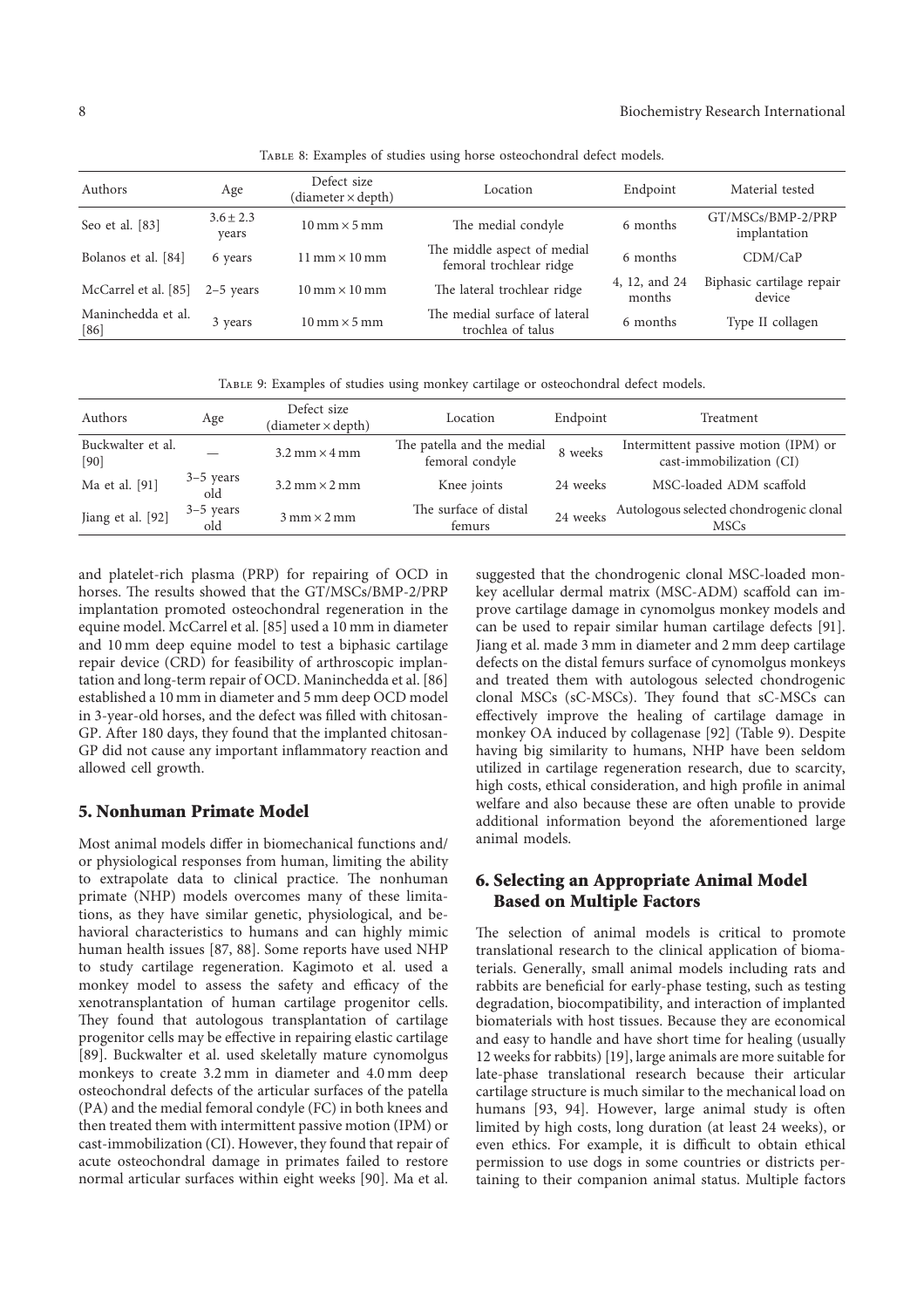Table 8: Examples of studies using horse osteochondral defect models.

| Authors | Age | Defect size (diameter × depth) | Location | Endpoint | Material tested |
|---|---|---|---|---|---|
| Seo et al. [83] | 3.6 ± 2.3 years | 10 mm × 5 mm | The medial condyle | 6 months | GT/MSCs/BMP-2/PRP implantation |
| Bolanos et al. [84] | 6 years | 11 mm × 10 mm | The middle aspect of medial femoral trochlear ridge | 6 months | CDM/CaP |
| McCarrel et al. [85] | 2–5 years | 10 mm × 10 mm | The lateral trochlear ridge | 4, 12, and 24 months | Biphasic cartilage repair device |
| Maninchedda et al. [86] | 3 years | 10 mm × 5 mm | The medial surface of lateral trochlea of talus | 6 months | Type II collagen |

Table 9: Examples of studies using monkey cartilage or osteochondral defect models.

| Authors | Age | Defect size (diameter × depth) | Location | Endpoint | Treatment |
|---|---|---|---|---|---|
| Buckwalter et al. [90] | — | 3.2 mm × 4 mm | The patella and the medial femoral condyle | 8 weeks | Intermittent passive motion (IPM) or cast-immobilization (CI) |
| Ma et al. [91] | 3–5 years old | 3.2 mm × 2 mm | Knee joints | 24 weeks | MSC-loaded ADM scaffold |
| Jiang et al. [92] | 3–5 years old | 3 mm × 2 mm | The surface of distal femurs | 24 weeks | Autologous selected chondrogenic clonal MSCs |

and platelet-rich plasma (PRP) for repairing of OCD in horses. The results showed that the GT/MSCs/BMP-2/PRP implantation promoted osteochondral regeneration in the equine model. McCarrel et al. [85] used a 10 mm in diameter and 10 mm deep equine model to test a biphasic cartilage repair device (CRD) for feasibility of arthroscopic implantation and long-term repair of OCD. Maninchedda et al. [86] established a 10 mm in diameter and 5 mm deep OCD model in 3-year-old horses, and the defect was filled with chitosan-GP. After 180 days, they found that the implanted chitosan-GP did not cause any important inflammatory reaction and allowed cell growth.

## 5. Nonhuman Primate Model

Most animal models differ in biomechanical functions and/or physiological responses from human, limiting the ability to extrapolate data to clinical practice. The nonhuman primate (NHP) models overcomes many of these limitations, as they have similar genetic, physiological, and behavioral characteristics to humans and can highly mimic human health issues [87, 88]. Some reports have used NHP to study cartilage regeneration. Kagimoto et al. used a monkey model to assess the safety and efficacy of the xenotransplantation of human cartilage progenitor cells. They found that autologous transplantation of cartilage progenitor cells may be effective in repairing elastic cartilage [89]. Buckwalter et al. used skeletally mature cynomolgus monkeys to create 3.2 mm in diameter and 4.0 mm deep osteochondral defects of the articular surfaces of the patella (PA) and the medial femoral condyle (FC) in both knees and then treated them with intermittent passive motion (IPM) or cast-immobilization (CI). However, they found that repair of acute osteochondral damage in primates failed to restore normal articular surfaces within eight weeks [90]. Ma et al. suggested that the chondrogenic clonal MSC-loaded monkey acellular dermal matrix (MSC-ADM) scaffold can improve cartilage damage in cynomolgus monkey models and can be used to repair similar human cartilage defects [91]. Jiang et al. made 3 mm in diameter and 2 mm deep cartilage defects on the distal femurs surface of cynomolgus monkeys and treated them with autologous selected chondrogenic clonal MSCs (sC-MSCs). They found that sC-MSCs can effectively improve the healing of cartilage damage in monkey OA induced by collagenase [92] (Table 9). Despite having big similarity to humans, NHP have been seldom utilized in cartilage regeneration research, due to scarcity, high costs, ethical consideration, and high profile in animal welfare and also because these are often unable to provide additional information beyond the aforementioned large animal models.

## 6. Selecting an Appropriate Animal Model Based on Multiple Factors

The selection of animal models is critical to promote translational research to the clinical application of biomaterials. Generally, small animal models including rats and rabbits are beneficial for early-phase testing, such as testing degradation, biocompatibility, and interaction of implanted biomaterials with host tissues. Because they are economical and easy to handle and have short time for healing (usually 12 weeks for rabbits) [19], large animals are more suitable for late-phase translational research because their articular cartilage structure is much similar to the mechanical load on humans [93, 94]. However, large animal study is often limited by high costs, long duration (at least 24 weeks), or even ethics. For example, it is difficult to obtain ethical permission to use dogs in some countries or districts pertaining to their companion animal status. Multiple factors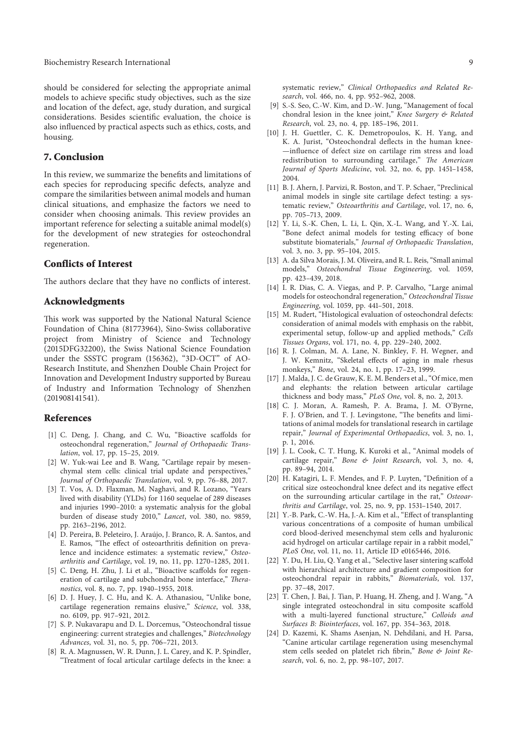should be considered for selecting the appropriate animal models to achieve specific study objectives, such as the size and location of the defect, age, study duration, and surgical considerations. Besides scientific evaluation, the choice is also influenced by practical aspects such as ethics, costs, and housing.

## 7. Conclusion

In this review, we summarize the benefits and limitations of each species for reproducing specific defects, analyze and compare the similarities between animal models and human clinical situations, and emphasize the factors we need to consider when choosing animals. This review provides an important reference for selecting a suitable animal model(s) for the development of new strategies for osteochondral regeneration.

## Conflicts of Interest

The authors declare that they have no conflicts of interest.

## Acknowledgments

This work was supported by the National Natural Science Foundation of China (81773964), Sino-Swiss collaborative project from Ministry of Science and Technology (2015DFG32200), the Swiss National Science Foundation under the SSSTC program (156362), "3D-OCT" of AO-Research Institute, and Shenzhen Double Chain Project for Innovation and Development Industry supported by Bureau of Industry and Information Technology of Shenzhen (201908141541).

## References

[1] C. Deng, J. Chang, and C. Wu, "Bioactive scaffolds for osteochondral regeneration," *Journal of Orthopaedic Translation*, vol. 17, pp. 15–25, 2019.

[2] W. Yuk-wai Lee and B. Wang, "Cartilage repair by mesenchymal stem cells: clinical trial update and perspectives," *Journal of Orthopaedic Translation*, vol. 9, pp. 76–88, 2017.

[3] T. Vos, A. D. Flaxman, M. Naghavi, and R. Lozano, "Years lived with disability (YLDs) for 1160 sequelae of 289 diseases and injuries 1990–2010: a systematic analysis for the global burden of disease study 2010," *Lancet*, vol. 380, no. 9859, pp. 2163–2196, 2012.

[4] D. Pereira, B. Peleteiro, J. Araújo, J. Branco, R. A. Santos, and E. Ramos, "The effect of osteoarthritis definition on prevalence and incidence estimates: a systematic review," *Osteoarthritis and Cartilage*, vol. 19, no. 11, pp. 1270–1285, 2011.

[5] C. Deng, H. Zhu, J. Li et al., "Bioactive scaffolds for regeneration of cartilage and subchondral bone interface," *Theranostics*, vol. 8, no. 7, pp. 1940–1955, 2018.

[6] D. J. Huey, J. C. Hu, and K. A. Athanasiou, "Unlike bone, cartilage regeneration remains elusive," *Science*, vol. 338, no. 6109, pp. 917–921, 2012.

[7] S. P. Nukavarapu and D. L. Dorcemus, "Osteochondral tissue engineering: current strategies and challenges," *Biotechnology Advances*, vol. 31, no. 5, pp. 706–721, 2013.

[8] R. A. Magnussen, W. R. Dunn, J. L. Carey, and K. P. Spindler, "Treatment of focal articular cartilage defects in the knee: a systematic review," *Clinical Orthopaedics and Related Research*, vol. 466, no. 4, pp. 952–962, 2008.

[9] S.-S. Seo, C.-W. Kim, and D.-W. Jung, "Management of focal chondral lesion in the knee joint," *Knee Surgery & Related Research*, vol. 23, no. 4, pp. 185–196, 2011.

[10] J. H. Guettler, C. K. Demetropoulos, K. H. Yang, and K. A. Jurist, "Osteochondral deflects in the human knee—influence of defect size on cartilage rim stress and load redistribution to surrounding cartilage," *The American Journal of Sports Medicine*, vol. 32, no. 6, pp. 1451–1458, 2004.

[11] B. J. Ahern, J. Parvizi, R. Boston, and T. P. Schaer, "Preclinical animal models in single site cartilage defect testing: a systematic review," *Osteoarthritis and Cartilage*, vol. 17, no. 6, pp. 705–713, 2009.

[12] Y. Li, S.-K. Chen, L. Li, L. Qin, X.-L. Wang, and Y.-X. Lai, "Bone defect animal models for testing efficacy of bone substitute biomaterials," *Journal of Orthopaedic Translation*, vol. 3, no. 3, pp. 95–104, 2015.

[13] A. da Silva Morais, J. M. Oliveira, and R. L. Reis, "Small animal models," *Osteochondral Tissue Engineering*, vol. 1059, pp. 423–439, 2018.

[14] I. R. Dias, C. A. Viegas, and P. P. Carvalho, "Large animal models for osteochondral regeneration," *Osteochondral Tissue Engineering*, vol. 1059, pp. 441–501, 2018.

[15] M. Rudert, "Histological evaluation of osteochondral defects: consideration of animal models with emphasis on the rabbit, experimental setup, follow-up and applied methods," *Cells Tissues Organs*, vol. 171, no. 4, pp. 229–240, 2002.

[16] R. J. Colman, M. A. Lane, N. Binkley, F. H. Wegner, and J. W. Kemnitz, "Skeletal effects of aging in male rhesus monkeys," *Bone*, vol. 24, no. 1, pp. 17–23, 1999.

[17] J. Malda, J. C. de Grauw, K. E. M. Benders et al., "Of mice, men and elephants: the relation between articular cartilage thickness and body mass," *PLoS One*, vol. 8, no. 2, 2013.

[18] C. J. Moran, A. Ramesh, P. A. Brama, J. M. O'Byrne, F. J. O'Brien, and T. J. Levingstone, "The benefits and limitations of animal models for translational research in cartilage repair," *Journal of Experimental Orthopaedics*, vol. 3, no. 1, p. 1, 2016.

[19] J. L. Cook, C. T. Hung, K. Kuroki et al., "Animal models of cartilage repair," *Bone & Joint Research*, vol. 3, no. 4, pp. 89–94, 2014.

[20] H. Katagiri, L. F. Mendes, and F. P. Luyten, "Definition of a critical size osteochondral knee defect and its negative effect on the surrounding articular cartilage in the rat," *Osteoarthritis and Cartilage*, vol. 25, no. 9, pp. 1531–1540, 2017.

[21] Y.-B. Park, C.-W. Ha, J.-A. Kim et al., "Effect of transplanting various concentrations of a composite of human umbilical cord blood-derived mesenchymal stem cells and hyaluronic acid hydrogel on articular cartilage repair in a rabbit model," *PLoS One*, vol. 11, no. 11, Article ID e0165446, 2016.

[22] Y. Du, H. Liu, Q. Yang et al., "Selective laser sintering scaffold with hierarchical architecture and gradient composition for osteochondral repair in rabbits," *Biomaterials*, vol. 137, pp. 37–48, 2017.

[23] T. Chen, J. Bai, J. Tian, P. Huang, H. Zheng, and J. Wang, "A single integrated osteochondral in situ composite scaffold with a multi-layered functional structure," *Colloids and Surfaces B: Biointerfaces*, vol. 167, pp. 354–363, 2018.

[24] D. Kazemi, K. Shams Asenjan, N. Dehdilani, and H. Parsa, "Canine articular cartilage regeneration using mesenchymal stem cells seeded on platelet rich fibrin," *Bone & Joint Research*, vol. 6, no. 2, pp. 98–107, 2017.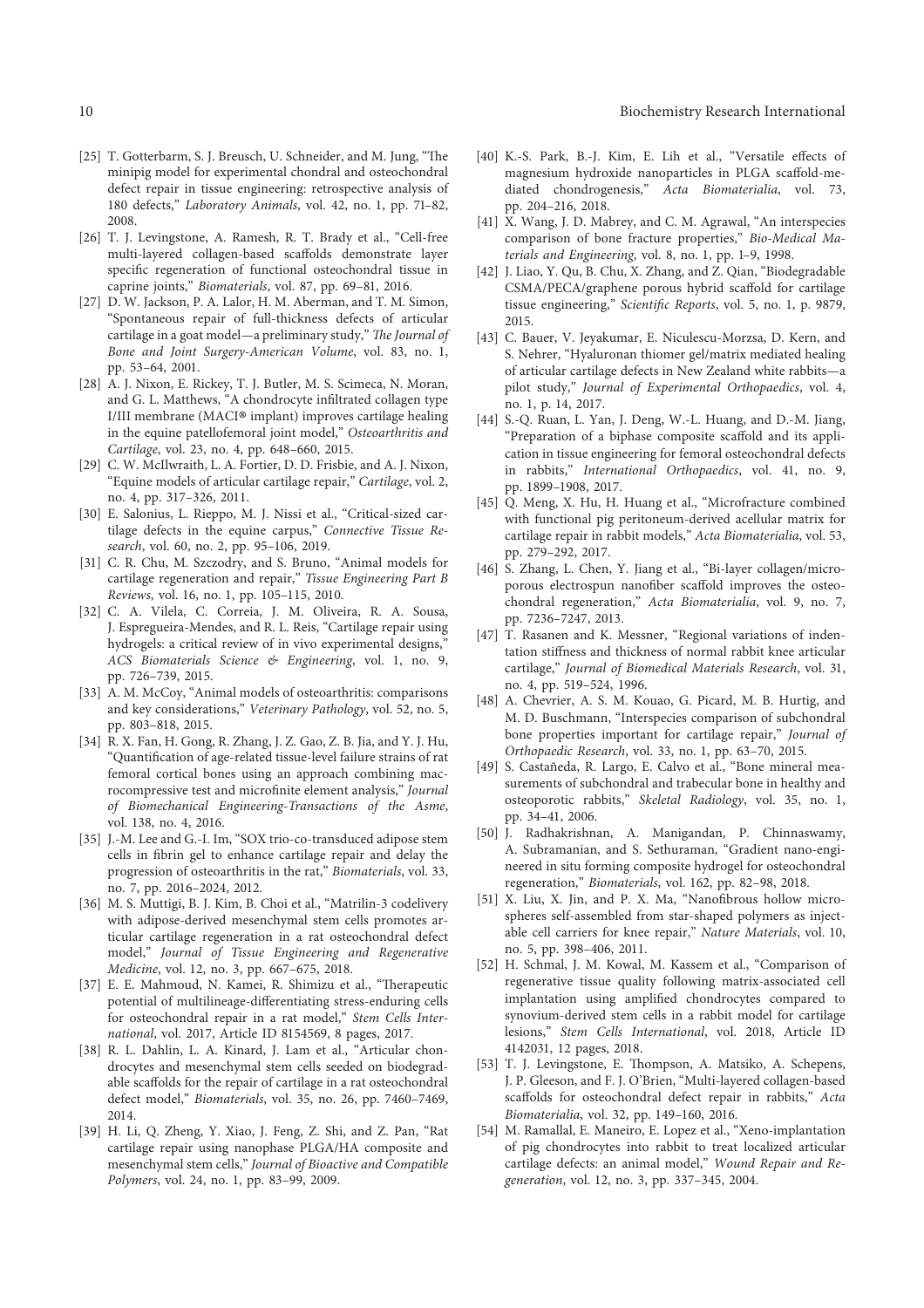[25] T. Gotterbarm, S. J. Breusch, U. Schneider, and M. Jung, "The minipig model for experimental chondral and osteochondral defect repair in tissue engineering: retrospective analysis of 180 defects," *Laboratory Animals*, vol. 42, no. 1, pp. 71–82, 2008.

[26] T. J. Levingstone, A. Ramesh, R. T. Brady et al., "Cell-free multi-layered collagen-based scaffolds demonstrate layer specific regeneration of functional osteochondral tissue in caprine joints," *Biomaterials*, vol. 87, pp. 69–81, 2016.

[27] D. W. Jackson, P. A. Lalor, H. M. Aberman, and T. M. Simon, "Spontaneous repair of full-thickness defects of articular cartilage in a goat model—a preliminary study," *The Journal of Bone and Joint Surgery-American Volume*, vol. 83, no. 1, pp. 53–64, 2001.

[28] A. J. Nixon, E. Rickey, T. J. Butler, M. S. Scimeca, N. Moran, and G. L. Matthews, "A chondrocyte infiltrated collagen type I/III membrane (MACI® implant) improves cartilage healing in the equine patellofemoral joint model," *Osteoarthritis and Cartilage*, vol. 23, no. 4, pp. 648–660, 2015.

[29] C. W. McIlwraith, L. A. Fortier, D. D. Frisbie, and A. J. Nixon, "Equine models of articular cartilage repair," *Cartilage*, vol. 2, no. 4, pp. 317–326, 2011.

[30] E. Salonius, L. Rieppo, M. J. Nissi et al., "Critical-sized cartilage defects in the equine carpus," *Connective Tissue Research*, vol. 60, no. 2, pp. 95–106, 2019.

[31] C. R. Chu, M. Szczodry, and S. Bruno, "Animal models for cartilage regeneration and repair," *Tissue Engineering Part B Reviews*, vol. 16, no. 1, pp. 105–115, 2010.

[32] C. A. Vilela, C. Correia, J. M. Oliveira, R. A. Sousa, J. Espregueira-Mendes, and R. L. Reis, "Cartilage repair using hydrogels: a critical review of in vivo experimental designs," *ACS Biomaterials Science & Engineering*, vol. 1, no. 9, pp. 726–739, 2015.

[33] A. M. McCoy, "Animal models of osteoarthritis: comparisons and key considerations," *Veterinary Pathology*, vol. 52, no. 5, pp. 803–818, 2015.

[34] R. X. Fan, H. Gong, R. Zhang, J. Z. Gao, Z. B. Jia, and Y. J. Hu, "Quantification of age-related tissue-level failure strains of rat femoral cortical bones using an approach combining macrocompressive test and microfinite element analysis," *Journal of Biomechanical Engineering-Transactions of the Asme*, vol. 138, no. 4, 2016.

[35] J.-M. Lee and G.-I. Im, "SOX trio-co-transduced adipose stem cells in fibrin gel to enhance cartilage repair and delay the progression of osteoarthritis in the rat," *Biomaterials*, vol. 33, no. 7, pp. 2016–2024, 2012.

[36] M. S. Muttigi, B. J. Kim, B. Choi et al., "Matrilin-3 codelivery with adipose-derived mesenchymal stem cells promotes articular cartilage regeneration in a rat osteochondral defect model," *Journal of Tissue Engineering and Regenerative Medicine*, vol. 12, no. 3, pp. 667–675, 2018.

[37] E. E. Mahmoud, N. Kamei, R. Shimizu et al., "Therapeutic potential of multilineage-differentiating stress-enduring cells for osteochondral repair in a rat model," *Stem Cells International*, vol. 2017, Article ID 8154569, 8 pages, 2017.

[38] R. L. Dahlin, L. A. Kinard, J. Lam et al., "Articular chondrocytes and mesenchymal stem cells seeded on biodegradable scaffolds for the repair of cartilage in a rat osteochondral defect model," *Biomaterials*, vol. 35, no. 26, pp. 7460–7469, 2014.

[39] H. Li, Q. Zheng, Y. Xiao, J. Feng, Z. Shi, and Z. Pan, "Rat cartilage repair using nanophase PLGA/HA composite and mesenchymal stem cells," *Journal of Bioactive and Compatible Polymers*, vol. 24, no. 1, pp. 83–99, 2009.

[40] K.-S. Park, B.-J. Kim, E. Lih et al., "Versatile effects of magnesium hydroxide nanoparticles in PLGA scaffold-mediated chondrogenesis," *Acta Biomaterialia*, vol. 73, pp. 204–216, 2018.

[41] X. Wang, J. D. Mabrey, and C. M. Agrawal, "An interspecies comparison of bone fracture properties," *Bio-Medical Materials and Engineering*, vol. 8, no. 1, pp. 1–9, 1998.

[42] J. Liao, Y. Qu, B. Chu, X. Zhang, and Z. Qian, "Biodegradable CSMA/PECA/graphene porous hybrid scaffold for cartilage tissue engineering," *Scientific Reports*, vol. 5, no. 1, p. 9879, 2015.

[43] C. Bauer, V. Jeyakumar, E. Niculescu-Morzsa, D. Kern, and S. Nehrer, "Hyaluronan thiomer gel/matrix mediated healing of articular cartilage defects in New Zealand white rabbits—a pilot study," *Journal of Experimental Orthopaedics*, vol. 4, no. 1, p. 14, 2017.

[44] S.-Q. Ruan, L. Yan, J. Deng, W.-L. Huang, and D.-M. Jiang, "Preparation of a biphase composite scaffold and its application in tissue engineering for femoral osteochondral defects in rabbits," *International Orthopaedics*, vol. 41, no. 9, pp. 1899–1908, 2017.

[45] Q. Meng, X. Hu, H. Huang et al., "Microfracture combined with functional pig peritoneum-derived acellular matrix for cartilage repair in rabbit models," *Acta Biomaterialia*, vol. 53, pp. 279–292, 2017.

[46] S. Zhang, L. Chen, Y. Jiang et al., "Bi-layer collagen/microporous electrospun nanofiber scaffold improves the osteochondral regeneration," *Acta Biomaterialia*, vol. 9, no. 7, pp. 7236–7247, 2013.

[47] T. Rasanen and K. Messner, "Regional variations of indentation stiffness and thickness of normal rabbit knee articular cartilage," *Journal of Biomedical Materials Research*, vol. 31, no. 4, pp. 519–524, 1996.

[48] A. Chevrier, A. S. M. Kouao, G. Picard, M. B. Hurtig, and M. D. Buschmann, "Interspecies comparison of subchondral bone properties important for cartilage repair," *Journal of Orthopaedic Research*, vol. 33, no. 1, pp. 63–70, 2015.

[49] S. Castañeda, R. Largo, E. Calvo et al., "Bone mineral measurements of subchondral and trabecular bone in healthy and osteoporotic rabbits," *Skeletal Radiology*, vol. 35, no. 1, pp. 34–41, 2006.

[50] J. Radhakrishnan, A. Manigandan, P. Chinnaswamy, A. Subramanian, and S. Sethuraman, "Gradient nano-engineered in situ forming composite hydrogel for osteochondral regeneration," *Biomaterials*, vol. 162, pp. 82–98, 2018.

[51] X. Liu, X. Jin, and P. X. Ma, "Nanofibrous hollow microspheres self-assembled from star-shaped polymers as injectable cell carriers for knee repair," *Nature Materials*, vol. 10, no. 5, pp. 398–406, 2011.

[52] H. Schmal, J. M. Kowal, M. Kassem et al., "Comparison of regenerative tissue quality following matrix-associated cell implantation using amplified chondrocytes compared to synovium-derived stem cells in a rabbit model for cartilage lesions," *Stem Cells International*, vol. 2018, Article ID 4142031, 12 pages, 2018.

[53] T. J. Levingstone, E. Thompson, A. Matsiko, A. Schepens, J. P. Gleeson, and F. J. O'Brien, "Multi-layered collagen-based scaffolds for osteochondral defect repair in rabbits," *Acta Biomaterialia*, vol. 32, pp. 149–160, 2016.

[54] M. Ramallal, E. Maneiro, E. Lopez et al., "Xeno-implantation of pig chondrocytes into rabbit to treat localized articular cartilage defects: an animal model," *Wound Repair and Regeneration*, vol. 12, no. 3, pp. 337–345, 2004.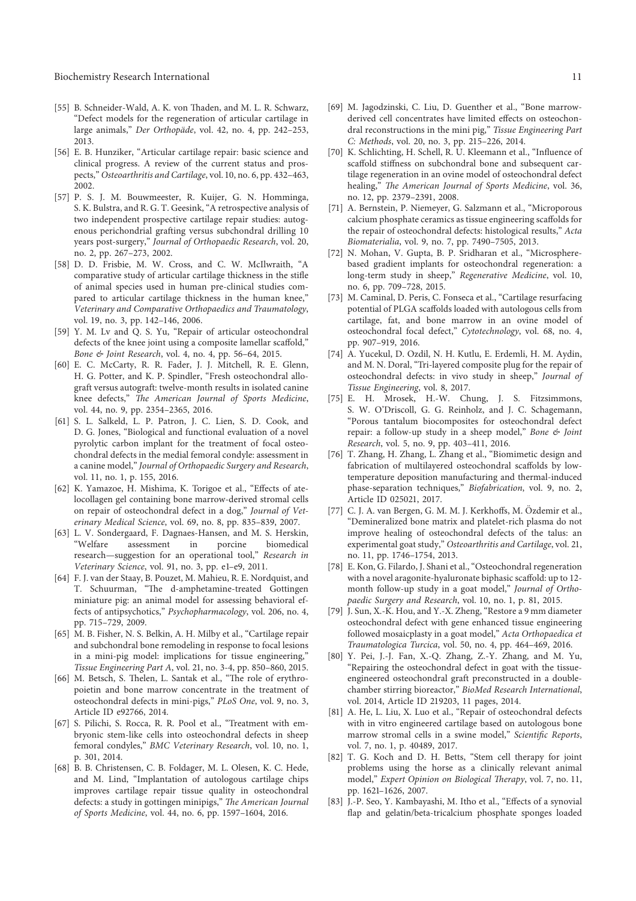[55] B. Schneider-Wald, A. K. von Thaden, and M. L. R. Schwarz, "Defect models for the regeneration of articular cartilage in large animals," *Der Orthopäde*, vol. 42, no. 4, pp. 242–253, 2013.

[56] E. B. Hunziker, "Articular cartilage repair: basic science and clinical progress. A review of the current status and prospects," *Osteoarthritis and Cartilage*, vol. 10, no. 6, pp. 432–463, 2002.

[57] P. S. J. M. Bouwmeester, R. Kuijer, G. N. Homminga, S. K. Bulstra, and R. G. T. Geesink, "A retrospective analysis of two independent prospective cartilage repair studies: autogenous perichondrial grafting versus subchondral drilling 10 years post-surgery," *Journal of Orthopaedic Research*, vol. 20, no. 2, pp. 267–273, 2002.

[58] D. D. Frisbie, M. W. Cross, and C. W. McIlwraith, "A comparative study of articular cartilage thickness in the stifle of animal species used in human pre-clinical studies compared to articular cartilage thickness in the human knee," *Veterinary and Comparative Orthopaedics and Traumatology*, vol. 19, no. 3, pp. 142–146, 2006.

[59] Y. M. Lv and Q. S. Yu, "Repair of articular osteochondral defects of the knee joint using a composite lamellar scaffold," *Bone & Joint Research*, vol. 4, no. 4, pp. 56–64, 2015.

[60] E. C. McCarty, R. R. Fader, J. J. Mitchell, R. E. Glenn, H. G. Potter, and K. P. Spindler, "Fresh osteochondral allograft versus autograft: twelve-month results in isolated canine knee defects," *The American Journal of Sports Medicine*, vol. 44, no. 9, pp. 2354–2365, 2016.

[61] S. L. Salkeld, L. P. Patron, J. C. Lien, S. D. Cook, and D. G. Jones, "Biological and functional evaluation of a novel pyrolytic carbon implant for the treatment of focal osteochondral defects in the medial femoral condyle: assessment in a canine model," *Journal of Orthopaedic Surgery and Research*, vol. 11, no. 1, p. 155, 2016.

[62] K. Yamazoe, H. Mishima, K. Torigoe et al., "Effects of atelocollagen gel containing bone marrow-derived stromal cells on repair of osteochondral defect in a dog," *Journal of Veterinary Medical Science*, vol. 69, no. 8, pp. 835–839, 2007.

[63] L. V. Sondergaard, F. Dagnaes-Hansen, and M. S. Herskin, "Welfare assessment in porcine biomedical research—suggestion for an operational tool," *Research in Veterinary Science*, vol. 91, no. 3, pp. e1–e9, 2011.

[64] F. J. van der Staay, B. Pouzet, M. Mahieu, R. E. Nordquist, and T. Schuurman, "The d-amphetamine-treated Gottingen miniature pig: an animal model for assessing behavioral effects of antipsychotics," *Psychopharmacology*, vol. 206, no. 4, pp. 715–729, 2009.

[65] M. B. Fisher, N. S. Belkin, A. H. Milby et al., "Cartilage repair and subchondral bone remodeling in response to focal lesions in a mini-pig model: implications for tissue engineering," *Tissue Engineering Part A*, vol. 21, no. 3-4, pp. 850–860, 2015.

[66] M. Betsch, S. Thelen, L. Santak et al., "The role of erythropoietin and bone marrow concentrate in the treatment of osteochondral defects in mini-pigs," *PLoS One*, vol. 9, no. 3, Article ID e92766, 2014.

[67] S. Pilichi, S. Rocca, R. R. Pool et al., "Treatment with embryonic stem-like cells into osteochondral defects in sheep femoral condyles," *BMC Veterinary Research*, vol. 10, no. 1, p. 301, 2014.

[68] B. B. Christensen, C. B. Foldager, M. L. Olesen, K. C. Hede, and M. Lind, "Implantation of autologous cartilage chips improves cartilage repair tissue quality in osteochondral defects: a study in gottingen minipigs," *The American Journal of Sports Medicine*, vol. 44, no. 6, pp. 1597–1604, 2016.

[69] M. Jagodzinski, C. Liu, D. Guenther et al., "Bone marrow-derived cell concentrates have limited effects on osteochondral reconstructions in the mini pig," *Tissue Engineering Part C: Methods*, vol. 20, no. 3, pp. 215–226, 2014.

[70] K. Schlichting, H. Schell, R. U. Kleemann et al., "Influence of scaffold stiffness on subchondral bone and subsequent cartilage regeneration in an ovine model of osteochondral defect healing," *The American Journal of Sports Medicine*, vol. 36, no. 12, pp. 2379–2391, 2008.

[71] A. Bernstein, P. Niemeyer, G. Salzmann et al., "Microporous calcium phosphate ceramics as tissue engineering scaffolds for the repair of osteochondral defects: histological results," *Acta Biomaterialia*, vol. 9, no. 7, pp. 7490–7505, 2013.

[72] N. Mohan, V. Gupta, B. P. Sridharan et al., "Microsphere-based gradient implants for osteochondral regeneration: a long-term study in sheep," *Regenerative Medicine*, vol. 10, no. 6, pp. 709–728, 2015.

[73] M. Caminal, D. Peris, C. Fonseca et al., "Cartilage resurfacing potential of PLGA scaffolds loaded with autologous cells from cartilage, fat, and bone marrow in an ovine model of osteochondral focal defect," *Cytotechnology*, vol. 68, no. 4, pp. 907–919, 2016.

[74] A. Yucekul, D. Ozdil, N. H. Kutlu, E. Erdemli, H. M. Aydin, and M. N. Doral, "Tri-layered composite plug for the repair of osteochondral defects: in vivo study in sheep," *Journal of Tissue Engineering*, vol. 8, 2017.

[75] E. H. Mrosek, H.-W. Chung, J. S. Fitzsimmons, S. W. O'Driscoll, G. G. Reinholz, and J. C. Schagemann, "Porous tantalum biocomposites for osteochondral defect repair: a follow-up study in a sheep model," *Bone & Joint Research*, vol. 5, no. 9, pp. 403–411, 2016.

[76] T. Zhang, H. Zhang, L. Zhang et al., "Biomimetic design and fabrication of multilayered osteochondral scaffolds by low-temperature deposition manufacturing and thermal-induced phase-separation techniques," *Biofabrication*, vol. 9, no. 2, Article ID 025021, 2017.

[77] C. J. A. van Bergen, G. M. M. J. Kerkhoffs, M. Özdemir et al., "Demineralized bone matrix and platelet-rich plasma do not improve healing of osteochondral defects of the talus: an experimental goat study," *Osteoarthritis and Cartilage*, vol. 21, no. 11, pp. 1746–1754, 2013.

[78] E. Kon, G. Filardo, J. Shani et al., "Osteochondral regeneration with a novel aragonite-hyaluronate biphasic scaffold: up to 12-month follow-up study in a goat model," *Journal of Orthopaedic Surgery and Research*, vol. 10, no. 1, p. 81, 2015.

[79] J. Sun, X.-K. Hou, and Y.-X. Zheng, "Restore a 9 mm diameter osteochondral defect with gene enhanced tissue engineering followed mosaicplasty in a goat model," *Acta Orthopaedica et Traumatologica Turcica*, vol. 50, no. 4, pp. 464–469, 2016.

[80] Y. Pei, J.-J. Fan, X.-Q. Zhang, Z.-Y. Zhang, and M. Yu, "Repairing the osteochondral defect in goat with the tissue-engineered osteochondral graft preconstructed in a double-chamber stirring bioreactor," *BioMed Research International*, vol. 2014, Article ID 219203, 11 pages, 2014.

[81] A. He, L. Liu, X. Luo et al., "Repair of osteochondral defects with in vitro engineered cartilage based on autologous bone marrow stromal cells in a swine model," *Scientific Reports*, vol. 7, no. 1, p. 40489, 2017.

[82] T. G. Koch and D. H. Betts, "Stem cell therapy for joint problems using the horse as a clinically relevant animal model," *Expert Opinion on Biological Therapy*, vol. 7, no. 11, pp. 1621–1626, 2007.

[83] J.-P. Seo, Y. Kambayashi, M. Itho et al., "Effects of a synovial flap and gelatin/beta-tricalcium phosphate sponges loaded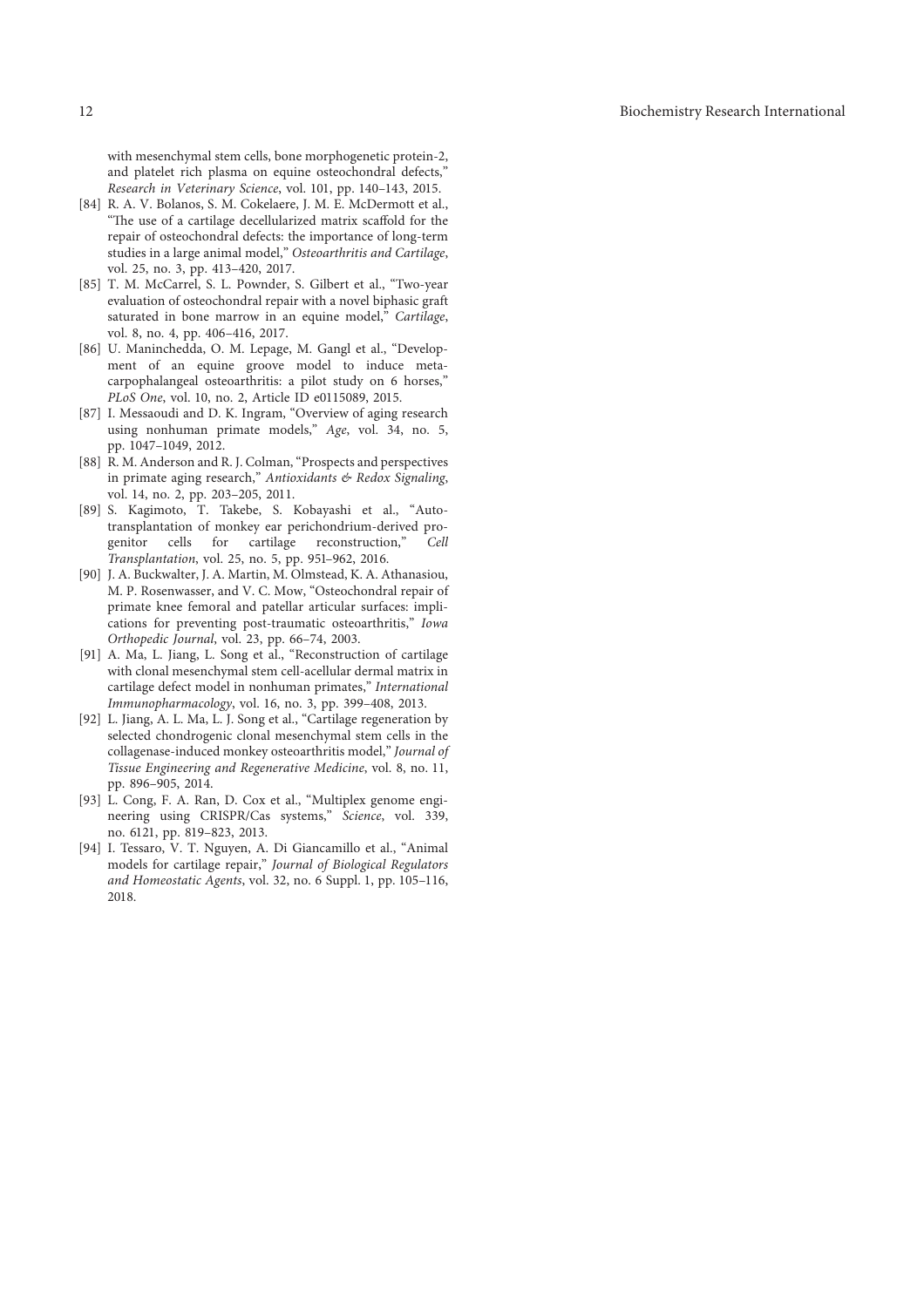with mesenchymal stem cells, bone morphogenetic protein-2, and platelet rich plasma on equine osteochondral defects," *Research in Veterinary Science*, vol. 101, pp. 140–143, 2015.

[84] R. A. V. Bolanos, S. M. Cokelaere, J. M. E. McDermott et al., "The use of a cartilage decellularized matrix scaffold for the repair of osteochondral defects: the importance of long-term studies in a large animal model," *Osteoarthritis and Cartilage*, vol. 25, no. 3, pp. 413–420, 2017.

[85] T. M. McCarrel, S. L. Pownder, S. Gilbert et al., "Two-year evaluation of osteochondral repair with a novel biphasic graft saturated in bone marrow in an equine model," *Cartilage*, vol. 8, no. 4, pp. 406–416, 2017.

[86] U. Maninchedda, O. M. Lepage, M. Gangl et al., "Development of an equine groove model to induce metacarpophalangeal osteoarthritis: a pilot study on 6 horses," *PLoS One*, vol. 10, no. 2, Article ID e0115089, 2015.

[87] I. Messaoudi and D. K. Ingram, "Overview of aging research using nonhuman primate models," *Age*, vol. 34, no. 5, pp. 1047–1049, 2012.

[88] R. M. Anderson and R. J. Colman, "Prospects and perspectives in primate aging research," *Antioxidants & Redox Signaling*, vol. 14, no. 2, pp. 203–205, 2011.

[89] S. Kagimoto, T. Takebe, S. Kobayashi et al., "Autotransplantation of monkey ear perichondrium-derived progenitor cells for cartilage reconstruction," *Cell Transplantation*, vol. 25, no. 5, pp. 951–962, 2016.

[90] J. A. Buckwalter, J. A. Martin, M. Olmstead, K. A. Athanasiou, M. P. Rosenwasser, and V. C. Mow, "Osteochondral repair of primate knee femoral and patellar articular surfaces: implications for preventing post-traumatic osteoarthritis," *Iowa Orthopedic Journal*, vol. 23, pp. 66–74, 2003.

[91] A. Ma, L. Jiang, L. Song et al., "Reconstruction of cartilage with clonal mesenchymal stem cell-acellular dermal matrix in cartilage defect model in nonhuman primates," *International Immunopharmacology*, vol. 16, no. 3, pp. 399–408, 2013.

[92] L. Jiang, A. L. Ma, L. J. Song et al., "Cartilage regeneration by selected chondrogenic clonal mesenchymal stem cells in the collagenase-induced monkey osteoarthritis model," *Journal of Tissue Engineering and Regenerative Medicine*, vol. 8, no. 11, pp. 896–905, 2014.

[93] L. Cong, F. A. Ran, D. Cox et al., "Multiplex genome engineering using CRISPR/Cas systems," *Science*, vol. 339, no. 6121, pp. 819–823, 2013.

[94] I. Tessaro, V. T. Nguyen, A. Di Giancamillo et al., "Animal models for cartilage repair," *Journal of Biological Regulators and Homeostatic Agents*, vol. 32, no. 6 Suppl. 1, pp. 105–116, 2018.